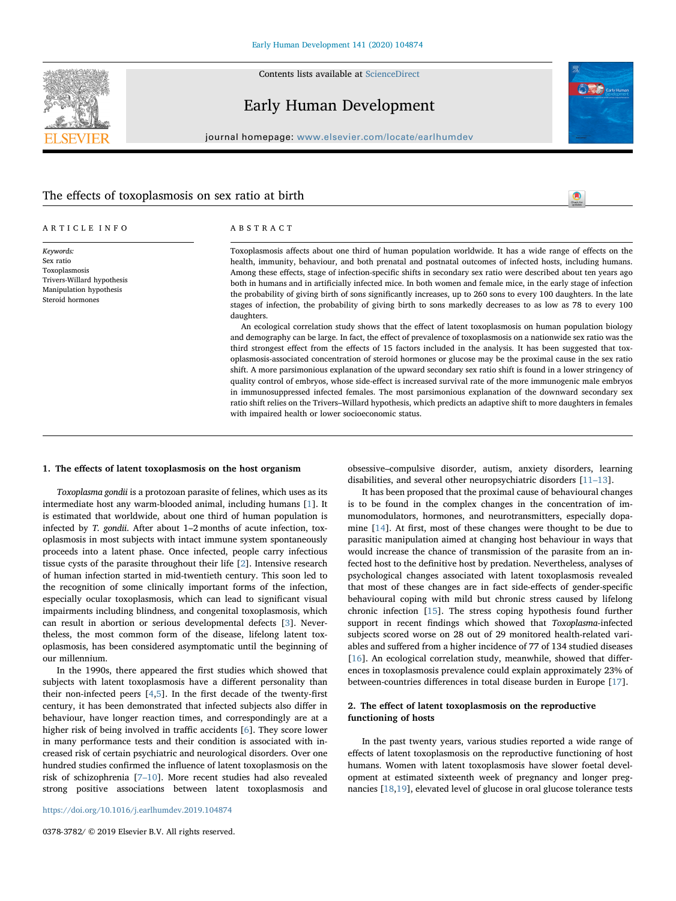Contents lists available at ScienceDirect

# Early Human Development

journal homepage: www.elsevier.com/locate/earlhumdev

# The effects of toxoplasmosis on sex ratio at birth

ARTICLE INFO

*Keywords:*
Sex ratio
Toxoplasmosis
Trivers-Willard hypothesis
Manipulation hypothesis
Steroid hormones

ABSTRACT

Toxoplasmosis affects about one third of human population worldwide. It has a wide range of effects on the health, immunity, behaviour, and both prenatal and postnatal outcomes of infected hosts, including humans. Among these effects, stage of infection-specific shifts in secondary sex ratio were described about ten years ago both in humans and in artificially infected mice. In both women and female mice, in the early stage of infection the probability of giving birth of sons significantly increases, up to 260 sons to every 100 daughters. In the late stages of infection, the probability of giving birth to sons markedly decreases to as low as 78 to every 100 daughters.

An ecological correlation study shows that the effect of latent toxoplasmosis on human population biology and demography can be large. In fact, the effect of prevalence of toxoplasmosis on a nationwide sex ratio was the third strongest effect from the effects of 15 factors included in the analysis. It has been suggested that toxoplasmosis-associated concentration of steroid hormones or glucose may be the proximal cause in the sex ratio shift. A more parsimonious explanation of the upward secondary sex ratio shift is found in a lower stringency of quality control of embryos, whose side-effect is increased survival rate of the more immunogenic male embryos in immunosuppressed infected females. The most parsimonious explanation of the downward secondary sex ratio shift relies on the Trivers–Willard hypothesis, which predicts an adaptive shift to more daughters in females with impaired health or lower socioeconomic status.

## 1. The effects of latent toxoplasmosis on the host organism

*Toxoplasma gondii* is a protozoan parasite of felines, which uses as its intermediate host any warm-blooded animal, including humans [1]. It is estimated that worldwide, about one third of human population is infected by *T. gondii*. After about 1–2 months of acute infection, toxoplasmosis in most subjects with intact immune system spontaneously proceeds into a latent phase. Once infected, people carry infectious tissue cysts of the parasite throughout their life [2]. Intensive research of human infection started in mid-twentieth century. This soon led to the recognition of some clinically important forms of the infection, especially ocular toxoplasmosis, which can lead to significant visual impairments including blindness, and congenital toxoplasmosis, which can result in abortion or serious developmental defects [3]. Nevertheless, the most common form of the disease, lifelong latent toxoplasmosis, has been considered asymptomatic until the beginning of our millennium.

In the 1990s, there appeared the first studies which showed that subjects with latent toxoplasmosis have a different personality than their non-infected peers [4,5]. In the first decade of the twenty-first century, it has been demonstrated that infected subjects also differ in behaviour, have longer reaction times, and correspondingly are at a higher risk of being involved in traffic accidents [6]. They score lower in many performance tests and their condition is associated with increased risk of certain psychiatric and neurological disorders. Over one hundred studies confirmed the influence of latent toxoplasmosis on the risk of schizophrenia [7–10]. More recent studies had also revealed strong positive associations between latent toxoplasmosis and obsessive–compulsive disorder, autism, anxiety disorders, learning disabilities, and several other neuropsychiatric disorders [11–13].

It has been proposed that the proximal cause for behavioural changes is to be found in the complex changes in the concentration of immunomodulators, hormones, and neurotransmitters, especially dopamine [14]. At first, most of these changes were thought to be due to parasitic manipulation aimed at changing host behaviour in ways that would increase the chance of transmission of the parasite from an infected host to the definitive host by predation. Nevertheless, analyses of psychological changes associated with latent toxoplasmosis revealed that most of these changes are in fact side-effects of gender-specific behavioural coping with mild but chronic stress caused by lifelong chronic infection [15]. The stress coping hypothesis found further support in recent findings which showed that *Toxoplasma*-infected subjects scored worse on 28 out of 29 monitored health-related variables and suffered from a higher incidence of 77 of 134 studied diseases [16]. An ecological correlation study, meanwhile, showed that differences in toxoplasmosis prevalence could explain approximately 23% of between-countries differences in total disease burden in Europe [17].

## 2. The effect of latent toxoplasmosis on the reproductive functioning of hosts

In the past twenty years, various studies reported a wide range of effects of latent toxoplasmosis on the reproductive functioning of host humans. Women with latent toxoplasmosis have slower foetal development at estimated sixteenth week of pregnancy and longer pregnancies [18,19], elevated level of glucose in oral glucose tolerance tests

https://doi.org/10.1016/j.earlhumdev.2019.104874

0378-3782/ © 2019 Elsevier B.V. All rights reserved.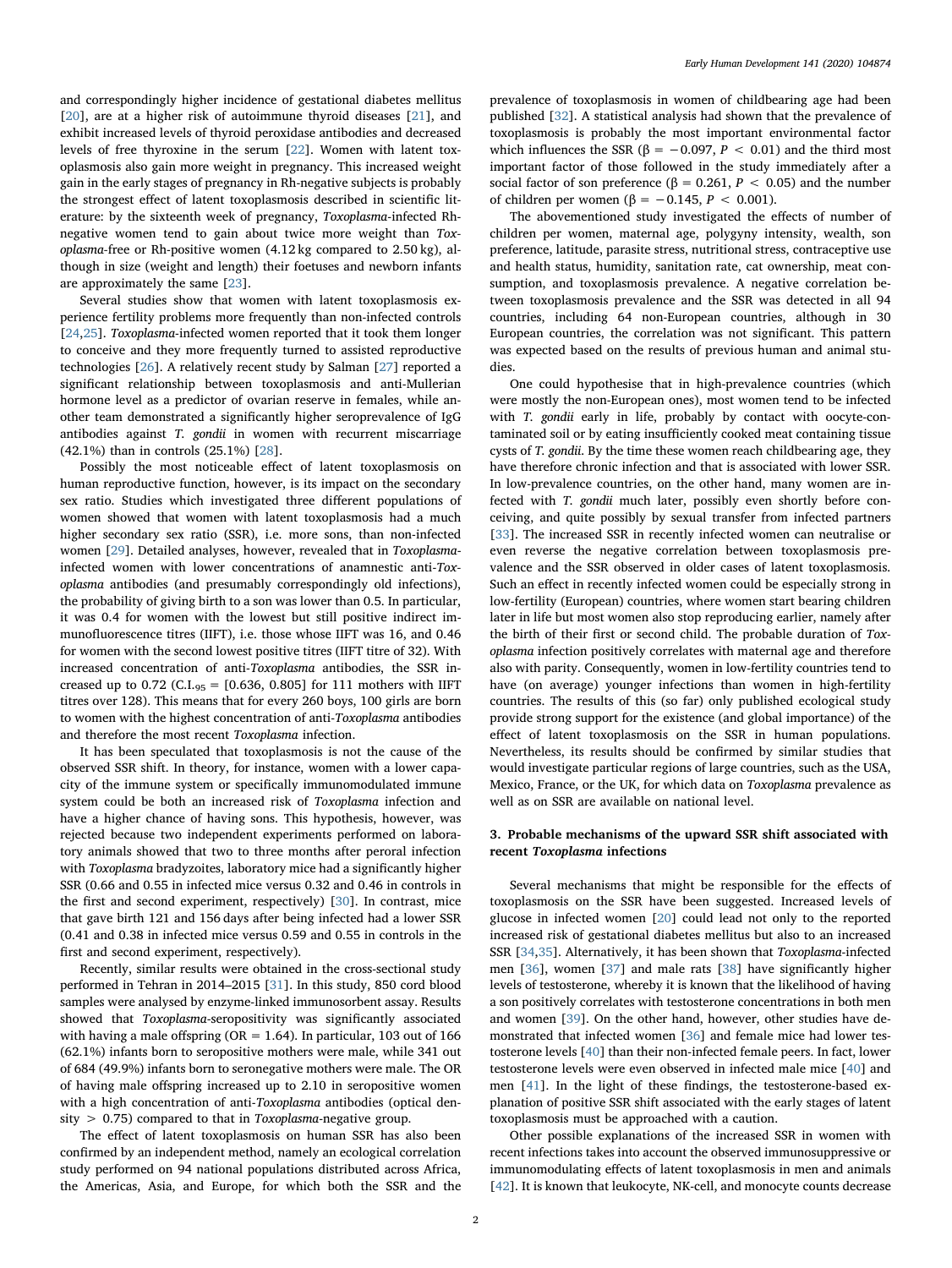and correspondingly higher incidence of gestational diabetes mellitus [20], are at a higher risk of autoimmune thyroid diseases [21], and exhibit increased levels of thyroid peroxidase antibodies and decreased levels of free thyroxine in the serum [22]. Women with latent toxoplasmosis also gain more weight in pregnancy. This increased weight gain in the early stages of pregnancy in Rh-negative subjects is probably the strongest effect of latent toxoplasmosis described in scientific literature: by the sixteenth week of pregnancy, *Toxoplasma*-infected Rh-negative women tend to gain about twice more weight than *Toxoplasma*-free or Rh-positive women (4.12 kg compared to 2.50 kg), although in size (weight and length) their foetuses and newborn infants are approximately the same [23].

Several studies show that women with latent toxoplasmosis experience fertility problems more frequently than non-infected controls [24,25]. *Toxoplasma*-infected women reported that it took them longer to conceive and they more frequently turned to assisted reproductive technologies [26]. A relatively recent study by Salman [27] reported a significant relationship between toxoplasmosis and anti-Mullerian hormone level as a predictor of ovarian reserve in females, while another team demonstrated a significantly higher seroprevalence of IgG antibodies against *T. gondii* in women with recurrent miscarriage (42.1%) than in controls (25.1%) [28].

Possibly the most noticeable effect of latent toxoplasmosis on human reproductive function, however, is its impact on the secondary sex ratio. Studies which investigated three different populations of women showed that women with latent toxoplasmosis had a much higher secondary sex ratio (SSR), i.e. more sons, than non-infected women [29]. Detailed analyses, however, revealed that in *Toxoplasma*-infected women with lower concentrations of anamnestic anti-*Toxoplasma* antibodies (and presumably correspondingly old infections), the probability of giving birth to a son was lower than 0.5. In particular, it was 0.4 for women with the lowest but still positive indirect immunofluorescence titres (IIFT), i.e. those whose IIFT was 16, and 0.46 for women with the second lowest positive titres (IIFT titre of 32). With increased concentration of anti-*Toxoplasma* antibodies, the SSR increased up to 0.72 ($C.I._{95}$ = [0.636, 0.805] for 111 mothers with IIFT titres over 128). This means that for every 260 boys, 100 girls are born to women with the highest concentration of anti-*Toxoplasma* antibodies and therefore the most recent *Toxoplasma* infection.

It has been speculated that toxoplasmosis is not the cause of the observed SSR shift. In theory, for instance, women with a lower capacity of the immune system or specifically immunomodulated immune system could be both an increased risk of *Toxoplasma* infection and have a higher chance of having sons. This hypothesis, however, was rejected because two independent experiments performed on laboratory animals showed that two to three months after peroral infection with *Toxoplasma* bradyzoites, laboratory mice had a significantly higher SSR (0.66 and 0.55 in infected mice versus 0.32 and 0.46 in controls in the first and second experiment, respectively) [30]. In contrast, mice that gave birth 121 and 156 days after being infected had a lower SSR (0.41 and 0.38 in infected mice versus 0.59 and 0.55 in controls in the first and second experiment, respectively).

Recently, similar results were obtained in the cross-sectional study performed in Tehran in 2014–2015 [31]. In this study, 850 cord blood samples were analysed by enzyme-linked immunosorbent assay. Results showed that *Toxoplasma*-seropositivity was significantly associated with having a male offspring (OR = 1.64). In particular, 103 out of 166 (62.1%) infants born to seropositive mothers were male, while 341 out of 684 (49.9%) infants born to seronegative mothers were male. The OR of having male offspring increased up to 2.10 in seropositive women with a high concentration of anti-*Toxoplasma* antibodies (optical density > 0.75) compared to that in *Toxoplasma*-negative group.

The effect of latent toxoplasmosis on human SSR has also been confirmed by an independent method, namely an ecological correlation study performed on 94 national populations distributed across Africa, the Americas, Asia, and Europe, for which both the SSR and the prevalence of toxoplasmosis in women of childbearing age had been published [32]. A statistical analysis had shown that the prevalence of toxoplasmosis is probably the most important environmental factor which influences the SSR ($\beta = -0.097$, $P < 0.01$) and the third most important factor of those followed in the study immediately after a social factor of son preference ($\beta = 0.261$, $P < 0.05$) and the number of children per women ($\beta = -0.145$, $P < 0.001$).

The abovementioned study investigated the effects of number of children per women, maternal age, polygyny intensity, wealth, son preference, latitude, parasite stress, nutritional stress, contraceptive use and health status, humidity, sanitation rate, cat ownership, meat consumption, and toxoplasmosis prevalence. A negative correlation between toxoplasmosis prevalence and the SSR was detected in all 94 countries, including 64 non-European countries, although in 30 European countries, the correlation was not significant. This pattern was expected based on the results of previous human and animal studies.

One could hypothesise that in high-prevalence countries (which were mostly the non-European ones), most women tend to be infected with *T. gondii* early in life, probably by contact with oocyte-contaminated soil or by eating insufficiently cooked meat containing tissue cysts of *T. gondii*. By the time these women reach childbearing age, they have therefore chronic infection and that is associated with lower SSR. In low-prevalence countries, on the other hand, many women are infected with *T. gondii* much later, possibly even shortly before conceiving, and quite possibly by sexual transfer from infected partners [33]. The increased SSR in recently infected women can neutralise or even reverse the negative correlation between toxoplasmosis prevalence and the SSR observed in older cases of latent toxoplasmosis. Such an effect in recently infected women could be especially strong in low-fertility (European) countries, where women start bearing children later in life but most women also stop reproducing earlier, namely after the birth of their first or second child. The probable duration of *Toxoplasma* infection positively correlates with maternal age and therefore also with parity. Consequently, women in low-fertility countries tend to have (on average) younger infections than women in high-fertility countries. The results of this (so far) only published ecological study provide strong support for the existence (and global importance) of the effect of latent toxoplasmosis on the SSR in human populations. Nevertheless, its results should be confirmed by similar studies that would investigate particular regions of large countries, such as the USA, Mexico, France, or the UK, for which data on *Toxoplasma* prevalence as well as on SSR are available on national level.

## 3. Probable mechanisms of the upward SSR shift associated with recent *Toxoplasma* infections

Several mechanisms that might be responsible for the effects of toxoplasmosis on the SSR have been suggested. Increased levels of glucose in infected women [20] could lead not only to the reported increased risk of gestational diabetes mellitus but also to an increased SSR [34,35]. Alternatively, it has been shown that *Toxoplasma*-infected men [36], women [37] and male rats [38] have significantly higher levels of testosterone, whereby it is known that the likelihood of having a son positively correlates with testosterone concentrations in both men and women [39]. On the other hand, however, other studies have demonstrated that infected women [36] and female mice had lower testosterone levels [40] than their non-infected female peers. In fact, lower testosterone levels were even observed in infected male mice [40] and men [41]. In the light of these findings, the testosterone-based explanation of positive SSR shift associated with the early stages of latent toxoplasmosis must be approached with a caution.

Other possible explanations of the increased SSR in women with recent infections takes into account the observed immunosuppressive or immunomodulating effects of latent toxoplasmosis in men and animals [42]. It is known that leukocyte, NK-cell, and monocyte counts decrease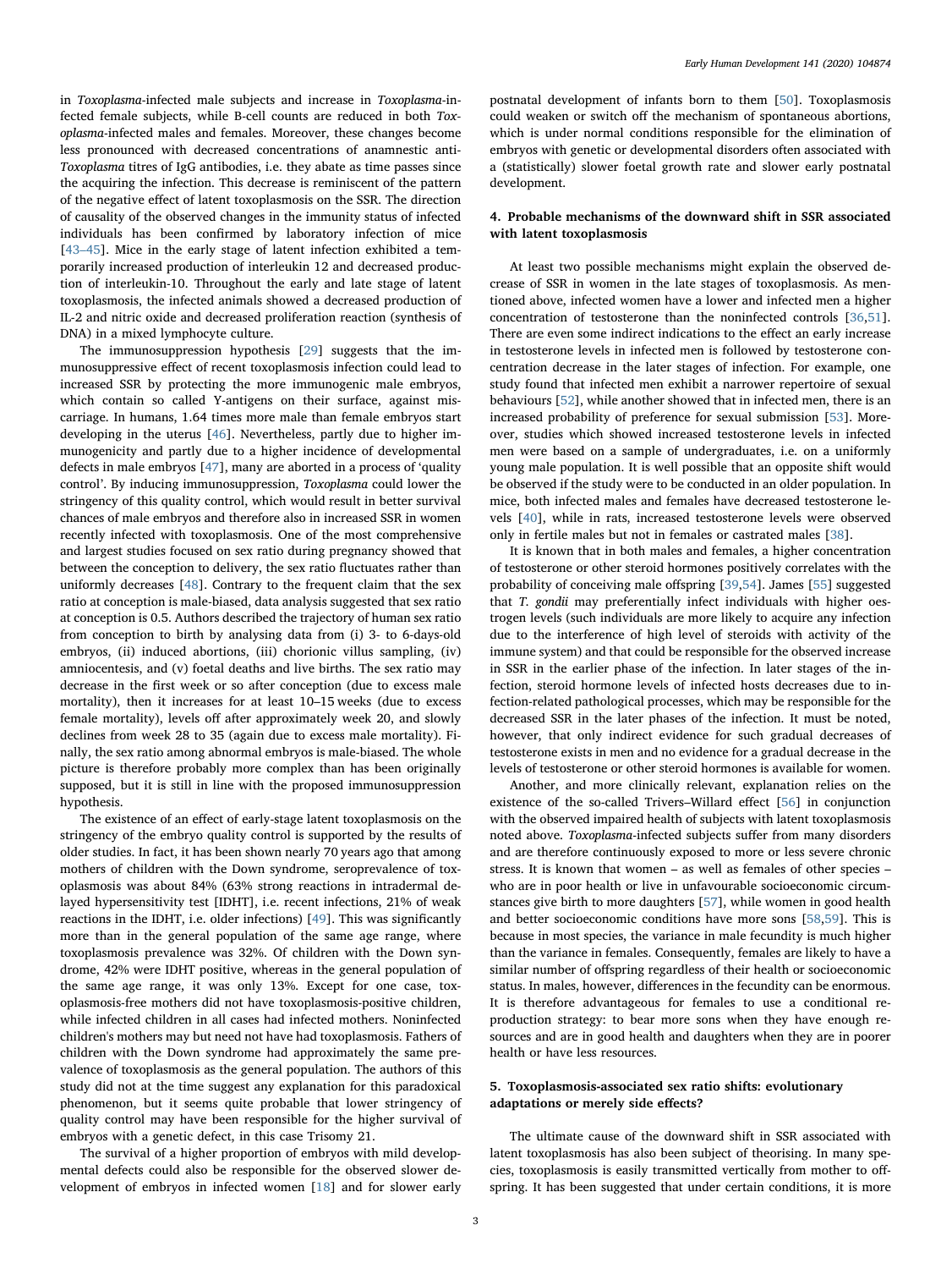in *Toxoplasma*-infected male subjects and increase in *Toxoplasma*-infected female subjects, while B-cell counts are reduced in both *Toxoplasma*-infected males and females. Moreover, these changes become less pronounced with decreased concentrations of anamnestic anti-*Toxoplasma* titres of IgG antibodies, i.e. they abate as time passes since the acquiring the infection. This decrease is reminiscent of the pattern of the negative effect of latent toxoplasmosis on the SSR. The direction of causality of the observed changes in the immunity status of infected individuals has been confirmed by laboratory infection of mice [43–45]. Mice in the early stage of latent infection exhibited a temporarily increased production of interleukin 12 and decreased production of interleukin-10. Throughout the early and late stage of latent toxoplasmosis, the infected animals showed a decreased production of IL-2 and nitric oxide and decreased proliferation reaction (synthesis of DNA) in a mixed lymphocyte culture.

The immunosuppression hypothesis [29] suggests that the immunosuppressive effect of recent toxoplasmosis infection could lead to increased SSR by protecting the more immunogenic male embryos, which contain so called Y-antigens on their surface, against miscarriage. In humans, 1.64 times more male than female embryos start developing in the uterus [46]. Nevertheless, partly due to higher immunogenicity and partly due to a higher incidence of developmental defects in male embryos [47], many are aborted in a process of 'quality control'. By inducing immunosuppression, *Toxoplasma* could lower the stringency of this quality control, which would result in better survival chances of male embryos and therefore also in increased SSR in women recently infected with toxoplasmosis. One of the most comprehensive and largest studies focused on sex ratio during pregnancy showed that between the conception to delivery, the sex ratio fluctuates rather than uniformly decreases [48]. Contrary to the frequent claim that the sex ratio at conception is male-biased, data analysis suggested that sex ratio at conception is 0.5. Authors described the trajectory of human sex ratio from conception to birth by analysing data from (i) 3- to 6-days-old embryos, (ii) induced abortions, (iii) chorionic villus sampling, (iv) amniocentesis, and (v) foetal deaths and live births. The sex ratio may decrease in the first week or so after conception (due to excess male mortality), then it increases for at least 10–15 weeks (due to excess female mortality), levels off after approximately week 20, and slowly declines from week 28 to 35 (again due to excess male mortality). Finally, the sex ratio among abnormal embryos is male-biased. The whole picture is therefore probably more complex than has been originally supposed, but it is still in line with the proposed immunosuppression hypothesis.

The existence of an effect of early-stage latent toxoplasmosis on the stringency of the embryo quality control is supported by the results of older studies. In fact, it has been shown nearly 70 years ago that among mothers of children with the Down syndrome, seroprevalence of toxoplasmosis was about 84% (63% strong reactions in intradermal delayed hypersensitivity test [IDHT], i.e. recent infections, 21% of weak reactions in the IDHT, i.e. older infections) [49]. This was significantly more than in the general population of the same age range, where toxoplasmosis prevalence was 32%. Of children with the Down syndrome, 42% were IDHT positive, whereas in the general population of the same age range, it was only 13%. Except for one case, toxoplasmosis-free mothers did not have toxoplasmosis-positive children, while infected children in all cases had infected mothers. Noninfected children's mothers may but need not have had toxoplasmosis. Fathers of children with the Down syndrome had approximately the same prevalence of toxoplasmosis as the general population. The authors of this study did not at the time suggest any explanation for this paradoxical phenomenon, but it seems quite probable that lower stringency of quality control may have been responsible for the higher survival of embryos with a genetic defect, in this case Trisomy 21.

The survival of a higher proportion of embryos with mild developmental defects could also be responsible for the observed slower development of embryos in infected women [18] and for slower early postnatal development of infants born to them [50]. Toxoplasmosis could weaken or switch off the mechanism of spontaneous abortions, which is under normal conditions responsible for the elimination of embryos with genetic or developmental disorders often associated with a (statistically) slower foetal growth rate and slower early postnatal development.

## 4. Probable mechanisms of the downward shift in SSR associated with latent toxoplasmosis

At least two possible mechanisms might explain the observed decrease of SSR in women in the late stages of toxoplasmosis. As mentioned above, infected women have a lower and infected men a higher concentration of testosterone than the noninfected controls [36,51]. There are even some indirect indications to the effect an early increase in testosterone levels in infected men is followed by testosterone concentration decrease in the later stages of infection. For example, one study found that infected men exhibit a narrower repertoire of sexual behaviours [52], while another showed that in infected men, there is an increased probability of preference for sexual submission [53]. Moreover, studies which showed increased testosterone levels in infected men were based on a sample of undergraduates, i.e. on a uniformly young male population. It is well possible that an opposite shift would be observed if the study were to be conducted in an older population. In mice, both infected males and females have decreased testosterone levels [40], while in rats, increased testosterone levels were observed only in fertile males but not in females or castrated males [38].

It is known that in both males and females, a higher concentration of testosterone or other steroid hormones positively correlates with the probability of conceiving male offspring [39,54]. James [55] suggested that *T. gondii* may preferentially infect individuals with higher oestrogen levels (such individuals are more likely to acquire any infection due to the interference of high level of steroids with activity of the immune system) and that could be responsible for the observed increase in SSR in the earlier phase of the infection. In later stages of the infection, steroid hormone levels of infected hosts decreases due to infection-related pathological processes, which may be responsible for the decreased SSR in the later phases of the infection. It must be noted, however, that only indirect evidence for such gradual decreases of testosterone exists in men and no evidence for a gradual decrease in the levels of testosterone or other steroid hormones is available for women.

Another, and more clinically relevant, explanation relies on the existence of the so-called Trivers–Willard effect [56] in conjunction with the observed impaired health of subjects with latent toxoplasmosis noted above. *Toxoplasma*-infected subjects suffer from many disorders and are therefore continuously exposed to more or less severe chronic stress. It is known that women – as well as females of other species – who are in poor health or live in unfavourable socioeconomic circumstances give birth to more daughters [57], while women in good health and better socioeconomic conditions have more sons [58,59]. This is because in most species, the variance in male fecundity is much higher than the variance in females. Consequently, females are likely to have a similar number of offspring regardless of their health or socioeconomic status. In males, however, differences in the fecundity can be enormous. It is therefore advantageous for females to use a conditional reproduction strategy: to bear more sons when they have enough resources and are in good health and daughters when they are in poorer health or have less resources.

## 5. Toxoplasmosis-associated sex ratio shifts: evolutionary adaptations or merely side effects?

The ultimate cause of the downward shift in SSR associated with latent toxoplasmosis has also been subject of theorising. In many species, toxoplasmosis is easily transmitted vertically from mother to offspring. It has been suggested that under certain conditions, it is more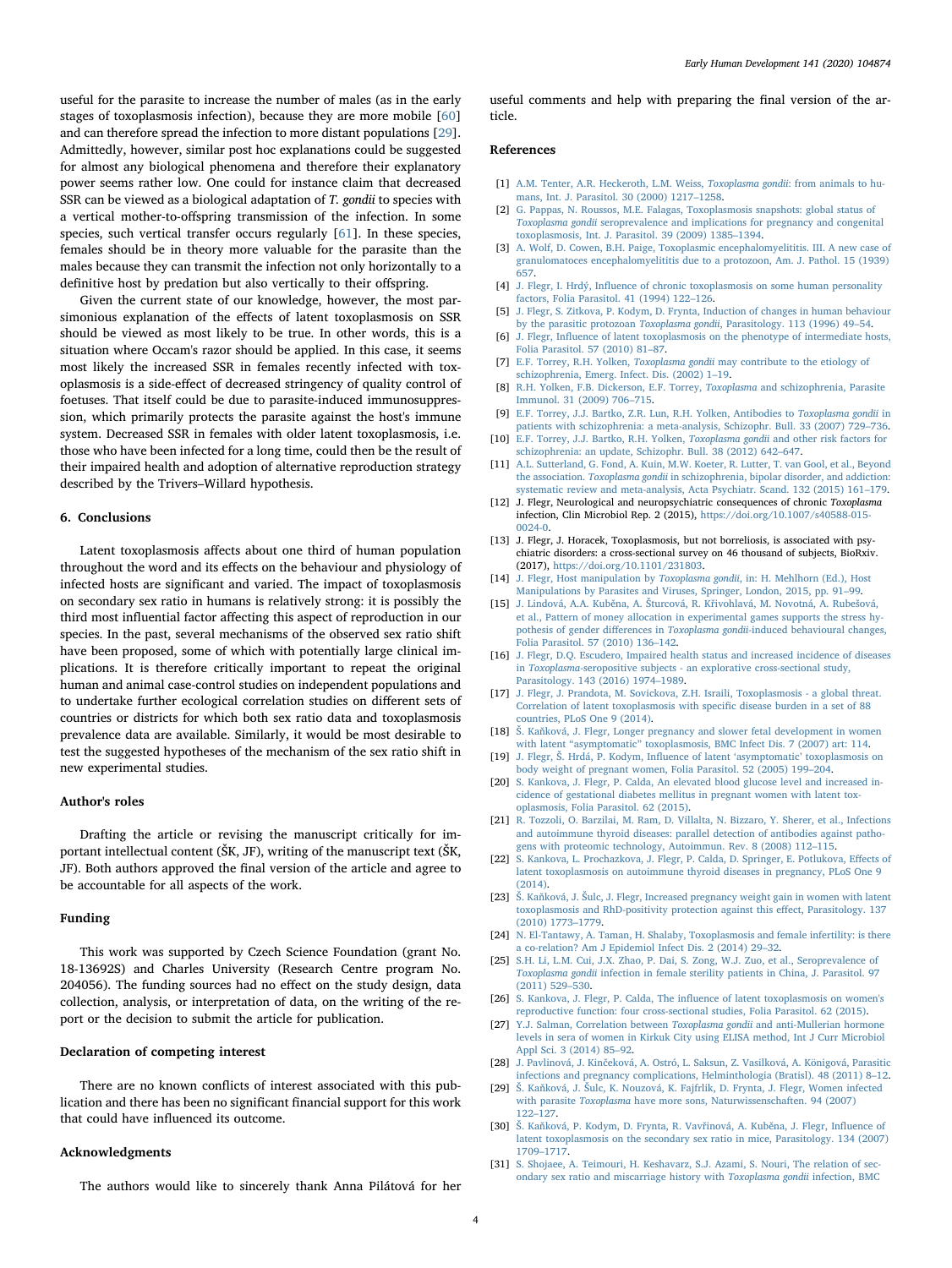useful for the parasite to increase the number of males (as in the early stages of toxoplasmosis infection), because they are more mobile [60] and can therefore spread the infection to more distant populations [29]. Admittedly, however, similar post hoc explanations could be suggested for almost any biological phenomena and therefore their explanatory power seems rather low. One could for instance claim that decreased SSR can be viewed as a biological adaptation of *T. gondii* to species with a vertical mother-to-offspring transmission of the infection. In some species, such vertical transfer occurs regularly [61]. In these species, females should be in theory more valuable for the parasite than the males because they can transmit the infection not only horizontally to a definitive host by predation but also vertically to their offspring.

Given the current state of our knowledge, however, the most parsimonious explanation of the effects of latent toxoplasmosis on SSR should be viewed as most likely to be true. In other words, this is a situation where Occam's razor should be applied. In this case, it seems most likely the increased SSR in females recently infected with toxoplasmosis is a side-effect of decreased stringency of quality control of foetuses. That itself could be due to parasite-induced immunosuppression, which primarily protects the parasite against the host's immune system. Decreased SSR in females with older latent toxoplasmosis, i.e. those who have been infected for a long time, could then be the result of their impaired health and adoption of alternative reproduction strategy described by the Trivers–Willard hypothesis.

## 6. Conclusions

Latent toxoplasmosis affects about one third of human population throughout the word and its effects on the behaviour and physiology of infected hosts are significant and varied. The impact of toxoplasmosis on secondary sex ratio in humans is relatively strong: it is possibly the third most influential factor affecting this aspect of reproduction in our species. In the past, several mechanisms of the observed sex ratio shift have been proposed, some of which with potentially large clinical implications. It is therefore critically important to repeat the original human and animal case-control studies on independent populations and to undertake further ecological correlation studies on different sets of countries or districts for which both sex ratio data and toxoplasmosis prevalence data are available. Similarly, it would be most desirable to test the suggested hypotheses of the mechanism of the sex ratio shift in new experimental studies.

## Author's roles

Drafting the article or revising the manuscript critically for important intellectual content (ŠK, JF), writing of the manuscript text (ŠK, JF). Both authors approved the final version of the article and agree to be accountable for all aspects of the work.

## Funding

This work was supported by Czech Science Foundation (grant No. 18-13692S) and Charles University (Research Centre program No. 204056). The funding sources had no effect on the study design, data collection, analysis, or interpretation of data, on the writing of the report or the decision to submit the article for publication.

## Declaration of competing interest

There are no known conflicts of interest associated with this publication and there has been no significant financial support for this work that could have influenced its outcome.

## Acknowledgments

The authors would like to sincerely thank Anna Pilátová for her useful comments and help with preparing the final version of the article.

## References

[1] A.M. Tenter, A.R. Heckeroth, L.M. Weiss, *Toxoplasma gondii*: from animals to humans, Int. J. Parasitol. 30 (2000) 1217–1258.

[2] G. Pappas, N. Roussos, M.E. Falagas, Toxoplasmosis snapshots: global status of *Toxoplasma gondii* seroprevalence and implications for pregnancy and congenital toxoplasmosis, Int. J. Parasitol. 39 (2009) 1385–1394.

[3] A. Wolf, D. Cowen, B.H. Paige, Toxoplasmic encephalomyelitis. III. A new case of granulomatoces encephalomyelitis due to a protozoon, Am. J. Pathol. 15 (1939) 657.

[4] J. Flegr, I. Hrdý, Influence of chronic toxoplasmosis on some human personality factors, Folia Parasitol. 41 (1994) 122–126.

[5] J. Flegr, S. Zitkova, P. Kodym, D. Frynta, Induction of changes in human behaviour by the parasitic protozoan *Toxoplasma gondii*, Parasitology. 113 (1996) 49–54.

[6] J. Flegr, Influence of latent toxoplasmosis on the phenotype of intermediate hosts, Folia Parasitol. 57 (2010) 81–87.

[7] E.F. Torrey, R.H. Yolken, *Toxoplasma gondii* may contribute to the etiology of schizophrenia, Emerg. Infect. Dis. (2002) 1–19.

[8] R.H. Yolken, F.B. Dickerson, E.F. Torrey, *Toxoplasma* and schizophrenia, Parasite Immunol. 31 (2009) 706–715.

[9] E.F. Torrey, J.J. Bartko, Z.R. Lun, R.H. Yolken, Antibodies to *Toxoplasma gondii* in patients with schizophrenia: a meta-analysis, Schizophr. Bull. 33 (2007) 729–736.

[10] E.F. Torrey, J.J. Bartko, R.H. Yolken, *Toxoplasma gondii* and other risk factors for schizophrenia: an update, Schizophr. Bull. 38 (2012) 642–647.

[11] A.L. Sutterland, G. Fond, A. Kuin, M.W. Koeter, R. Lutter, T. van Gool, et al., Beyond the association. *Toxoplasma gondii* in schizophrenia, bipolar disorder, and addiction: systematic review and meta-analysis, Acta Psychiatr. Scand. 132 (2015) 161–179.

[12] J. Flegr, Neurological and neuropsychiatric consequences of chronic *Toxoplasma* infection, Clin Microbiol Rep. 2 (2015), https://doi.org/10.1007/s40588-015-0024-0.

[13] J. Flegr, J. Horacek, Toxoplasmosis, but not borreliosis, is associated with psychiatric disorders: a cross-sectional survey on 46 thousand of subjects, BioRxiv. (2017), https://doi.org/10.1101/231803.

[14] J. Flegr, Host manipulation by *Toxoplasma gondii*, in: H. Mehlhorn (Ed.), Host Manipulations by Parasites and Viruses, Springer, London, 2015, pp. 91–99.

[15] J. Lindová, A.A. Kuběna, A. Šturcová, R. Křivohlavá, M. Novotná, A. Rubešová, et al., Pattern of money allocation in experimental games supports the stress hypothesis of gender differences in *Toxoplasma gondii*-induced behavioural changes, Folia Parasitol. 57 (2010) 136–142.

[16] J. Flegr, D.Q. Escudero, Impaired health status and increased incidence of diseases in *Toxoplasma*-seropositive subjects - an explorative cross-sectional study, Parasitology. 143 (2016) 1974–1989.

[17] J. Flegr, J. Prandota, M. Sovickova, Z.H. Israili, Toxoplasmosis - a global threat. Correlation of latent toxoplasmosis with specific disease burden in a set of 88 countries, PLoS One 9 (2014).

[18] Š. Kaňková, J. Flegr, Longer pregnancy and slower fetal development in women with latent "asymptomatic" toxoplasmosis, BMC Infect Dis. 7 (2007) art: 114.

[19] J. Flegr, Š. Hrdá, P. Kodym, Influence of latent 'asymptomatic' toxoplasmosis on body weight of pregnant women, Folia Parasitol. 52 (2005) 199–204.

[20] S. Kankova, J. Flegr, P. Calda, An elevated blood glucose level and increased incidence of gestational diabetes mellitus in pregnant women with latent toxoplasmosis, Folia Parasitol. 62 (2015).

[21] R. Tozzoli, O. Barzilai, M. Ram, D. Villalta, N. Bizzaro, Y. Sherer, et al., Infections and autoimmune thyroid diseases: parallel detection of antibodies against pathogens with proteomic technology, Autoimmun. Rev. 8 (2008) 112–115.

[22] S. Kankova, L. Prochazkova, J. Flegr, P. Calda, D. Springer, E. Potlukova, Effects of latent toxoplasmosis on autoimmune thyroid diseases in pregnancy, PLoS One 9 (2014).

[23] Š. Kaňková, J. Šulc, J. Flegr, Increased pregnancy weight gain in women with latent toxoplasmosis and RhD-positivity protection against this effect, Parasitology. 137 (2010) 1773–1779.

[24] N. El-Tantawy, A. Taman, H. Shalaby, Toxoplasmosis and female infertility: is there a co-relation? Am J Epidemiol Infect Dis. 2 (2014) 29–32.

[25] S.H. Li, L.M. Cui, J.X. Zhao, P. Dai, S. Zong, W.J. Zuo, et al., Seroprevalence of *Toxoplasma gondii* infection in female sterility patients in China, J. Parasitol. 97 (2011) 529–530.

[26] S. Kankova, J. Flegr, P. Calda, The influence of latent toxoplasmosis on women's reproductive function: four cross-sectional studies, Folia Parasitol. 62 (2015).

[27] Y.J. Salman, Correlation between *Toxoplasma gondii* and anti-Mullerian hormone levels in sera of women in Kirkuk City using ELISA method, Int J Curr Microbiol Appl Sci. 3 (2014) 85–92.

[28] J. Pavlinová, J. Kinčeková, A. Ostró, L. Saksun, Z. Vasilková, A. Königová, Parasitic infections and pregnancy complications, Helminthologia (Bratisl). 48 (2011) 8–12.

[29] Š. Kaňková, J. Šulc, K. Nouzová, K. Fajfrlik, D. Frynta, J. Flegr, Women infected with parasite *Toxoplasma* have more sons, Naturwissenschaften. 94 (2007) 122–127.

[30] Š. Kaňková, P. Kodym, D. Frynta, R. Vavřinová, A. Kuběna, J. Flegr, Influence of latent toxoplasmosis on the secondary sex ratio in mice, Parasitology. 134 (2007) 1709–1717.

[31] S. Shojaee, A. Teimouri, H. Keshavarz, S.J. Azami, S. Nouri, The relation of secondary sex ratio and miscarriage history with *Toxoplasma gondii* infection, BMC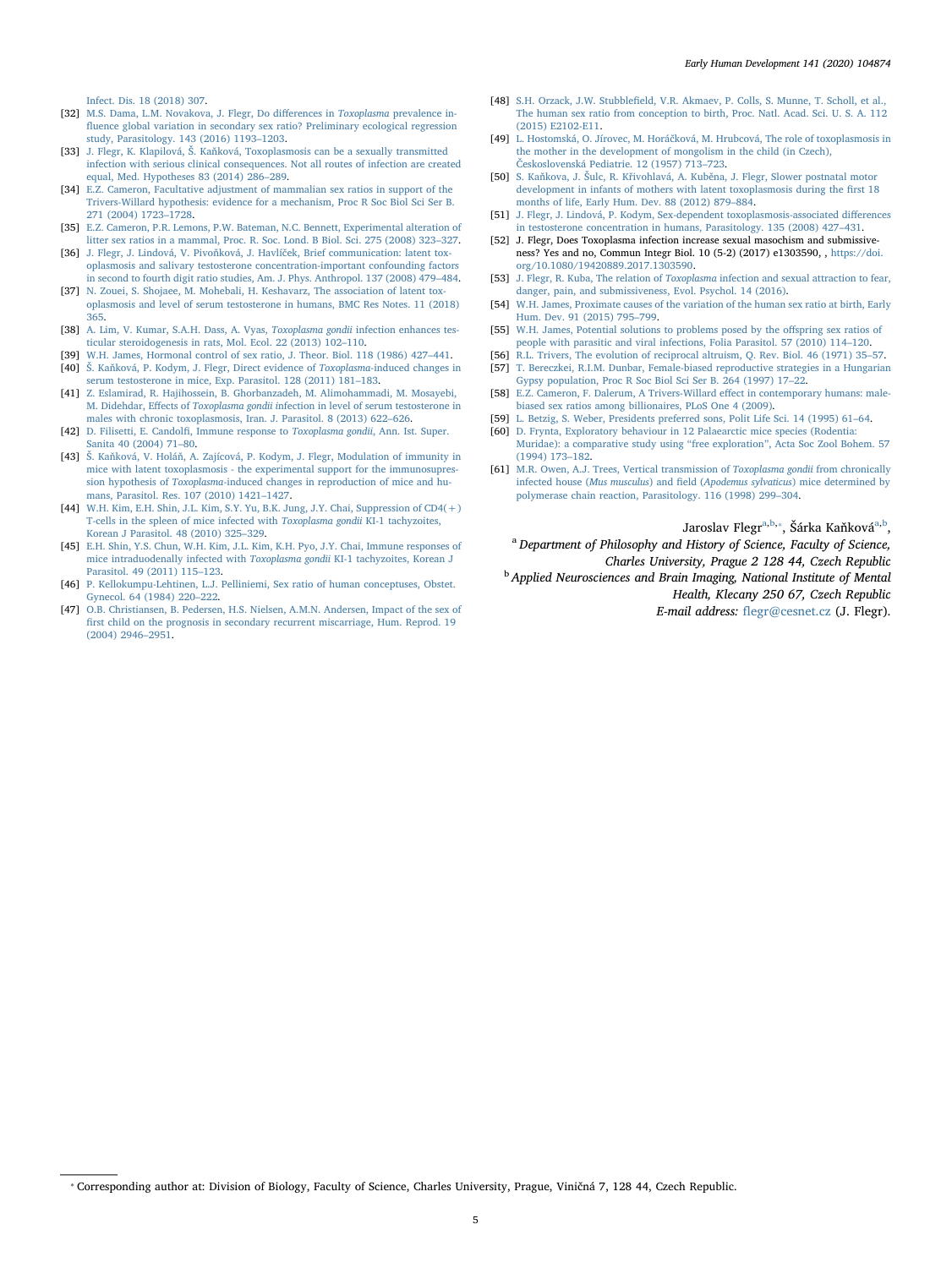Infect. Dis. 18 (2018) 307.

[32] M.S. Dama, L.M. Novakova, J. Flegr, Do differences in *Toxoplasma* prevalence influence global variation in secondary sex ratio? Preliminary ecological regression study, Parasitology. 143 (2016) 1193–1203.

[33] J. Flegr, K. Klapilová, Š. Kaňková, Toxoplasmosis can be a sexually transmitted infection with serious clinical consequences. Not all routes of infection are created equal, Med. Hypotheses 83 (2014) 286–289.

[34] E.Z. Cameron, Facultative adjustment of mammalian sex ratios in support of the Trivers-Willard hypothesis: evidence for a mechanism, Proc R Soc Biol Sci Ser B. 271 (2004) 1723–1728.

[35] E.Z. Cameron, P.R. Lemons, P.W. Bateman, N.C. Bennett, Experimental alteration of litter sex ratios in a mammal, Proc. R. Soc. Lond. B Biol. Sci. 275 (2008) 323–327.

[36] J. Flegr, J. Lindová, V. Pivoňková, J. Havlíček, Brief communication: latent toxoplasmosis and salivary testosterone concentration-important confounding factors in second to fourth digit ratio studies, Am. J. Phys. Anthropol. 137 (2008) 479–484.

[37] N. Zouei, S. Shojaee, M. Mohebali, H. Keshavarz, The association of latent toxoplasmosis and level of serum testosterone in humans, BMC Res Notes. 11 (2018) 365.

[38] A. Lim, V. Kumar, S.A.H. Dass, A. Vyas, *Toxoplasma gondii* infection enhances testicular steroidogenesis in rats, Mol. Ecol. 22 (2013) 102–110.

[39] W.H. James, Hormonal control of sex ratio, J. Theor. Biol. 118 (1986) 427–441.

[40] Š. Kaňková, P. Kodym, J. Flegr, Direct evidence of *Toxoplasma*-induced changes in serum testosterone in mice, Exp. Parasitol. 128 (2011) 181–183.

[41] Z. Eslamirad, R. Hajihossein, B. Ghorbanzadeh, M. Alimohammadi, M. Mosayebi, M. Didehdar, Effects of *Toxoplasma gondii* infection in level of serum testosterone in males with chronic toxoplasmosis, Iran. J. Parasitol. 8 (2013) 622–626.

[42] D. Filisetti, E. Candolfi, Immune response to *Toxoplasma gondii*, Ann. Ist. Super. Sanita 40 (2004) 71–80.

[43] Š. Kaňková, V. Holáň, A. Zajícová, P. Kodym, J. Flegr, Modulation of immunity in mice with latent toxoplasmosis - the experimental support for the immunosupression hypothesis of *Toxoplasma*-induced changes in reproduction of mice and humans, Parasitol. Res. 107 (2010) 1421–1427.

[44] W.H. Kim, E.H. Shin, J.L. Kim, S.Y. Yu, B.K. Jung, J.Y. Chai, Suppression of CD4(+) T-cells in the spleen of mice infected with *Toxoplasma gondii* KI-1 tachyzoites, Korean J Parasitol. 48 (2010) 325–329.

[45] E.H. Shin, Y.S. Chun, W.H. Kim, J.L. Kim, K.H. Pyo, J.Y. Chai, Immune responses of mice intraduodenally infected with *Toxoplasma gondii* KI-1 tachyzoites, Korean J Parasitol. 49 (2011) 115–123.

[46] P. Kellokumpu-Lehtinen, L.J. Pelliniemi, Sex ratio of human conceptuses, Obstet. Gynecol. 64 (1984) 220–222.

[47] O.B. Christiansen, B. Pedersen, H.S. Nielsen, A.M.N. Andersen, Impact of the sex of first child on the prognosis in secondary recurrent miscarriage, Hum. Reprod. 19 (2004) 2946–2951.

[48] S.H. Orzack, J.W. Stubblefield, V.R. Akmaev, P. Colls, S. Munne, T. Scholl, et al., The human sex ratio from conception to birth, Proc. Natl. Acad. Sci. U. S. A. 112 (2015) E2102-E11.

[49] L. Hostomská, O. Jírovec, M. Horáčková, M. Hrubcová, The role of toxoplasmosis in the mother in the development of mongolism in the child (in Czech), Československá Pediatrie. 12 (1957) 713–723.

[50] S. Kaňkova, J. Šulc, R. Křivohlavá, A. Kuběna, J. Flegr, Slower postnatal motor development in infants of mothers with latent toxoplasmosis during the first 18 months of life, Early Hum. Dev. 88 (2012) 879–884.

[51] J. Flegr, J. Lindová, P. Kodym, Sex-dependent toxoplasmosis-associated differences in testosterone concentration in humans, Parasitology. 135 (2008) 427–431.

[52] J. Flegr, Does Toxoplasma infection increase sexual masochism and submissiveness? Yes and no, Commun Integr Biol. 10 (5-2) (2017) e1303590, , https://doi.org/10.1080/19420889.2017.1303590.

[53] J. Flegr, R. Kuba, The relation of *Toxoplasma* infection and sexual attraction to fear, danger, pain, and submissiveness, Evol. Psychol. 14 (2016).

[54] W.H. James, Proximate causes of the variation of the human sex ratio at birth, Early Hum. Dev. 91 (2015) 795–799.

[55] W.H. James, Potential solutions to problems posed by the offspring sex ratios of people with parasitic and viral infections, Folia Parasitol. 57 (2010) 114–120.

[56] R.L. Trivers, The evolution of reciprocal altruism, Q. Rev. Biol. 46 (1971) 35–57.

[57] T. Bereczkei, R.I.M. Dunbar, Female-biased reproductive strategies in a Hungarian Gypsy population, Proc R Soc Biol Sci Ser B. 264 (1997) 17–22.

[58] E.Z. Cameron, F. Dalerum, A Trivers-Willard effect in contemporary humans: male-biased sex ratios among billionaires, PLoS One 4 (2009).

[59] L. Betzig, S. Weber, Presidents preferred sons, Polit Life Sci. 14 (1995) 61–64.

[60] D. Frynta, Exploratory behaviour in 12 Palaearctic mice species (Rodentia: Muridae): a comparative study using "free exploration", Acta Soc Zool Bohem. 57 (1994) 173–182.

[61] M.R. Owen, A.J. Trees, Vertical transmission of *Toxoplasma gondii* from chronically infected house (*Mus musculus*) and field (*Apodemus sylvaticus*) mice determined by polymerase chain reaction, Parasitology. 116 (1998) 299–304.

Jaroslav Flegr[a,b,*], Šárka Kaňková[a,b],

[a] *Department of Philosophy and History of Science, Faculty of Science, Charles University, Prague 2 128 44, Czech Republic*

[b] *Applied Neurosciences and Brain Imaging, National Institute of Mental Health, Klecany 250 67, Czech Republic*

*E-mail address:* flegr@cesnet.cz (J. Flegr).

[*] Corresponding author at: Division of Biology, Faculty of Science, Charles University, Prague, Viničná 7, 128 44, Czech Republic.